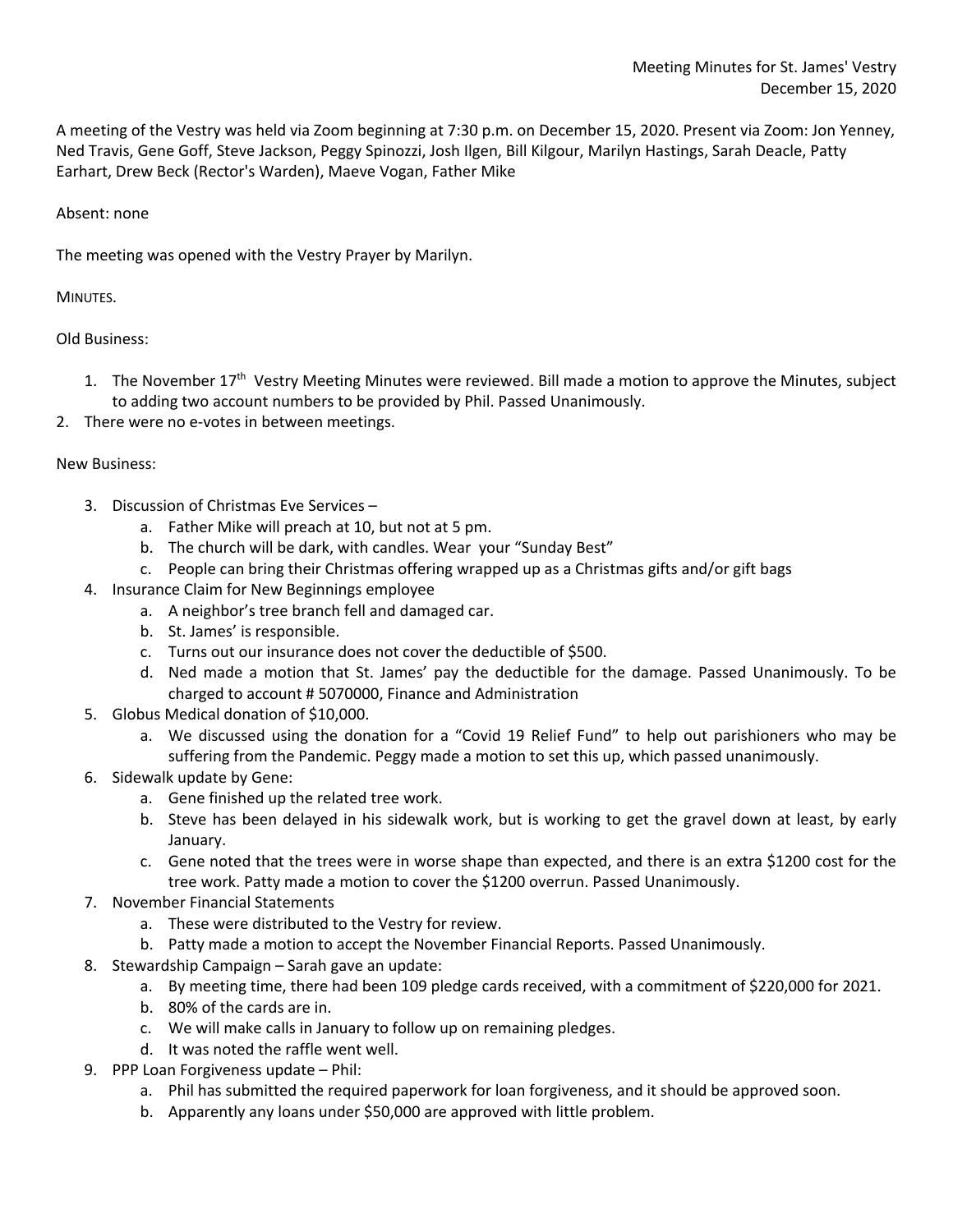Meeting Minutes for St. James' Vestry
December 15, 2020

A meeting of the Vestry was held via Zoom beginning at 7:30 p.m. on December 15, 2020. Present via Zoom: Jon Yenney, Ned Travis, Gene Goff, Steve Jackson, Peggy Spinozzi, Josh Ilgen, Bill Kilgour, Marilyn Hastings, Sarah Deacle, Patty Earhart, Drew Beck (Rector's Warden), Maeve Vogan, Father Mike

Absent: none

The meeting was opened with the Vestry Prayer by Marilyn.

MINUTES.

Old Business:

1. The November 17th Vestry Meeting Minutes were reviewed. Bill made a motion to approve the Minutes, subject to adding two account numbers to be provided by Phil. Passed Unanimously.
2. There were no e-votes in between meetings.

New Business:

3. Discussion of Christmas Eve Services –
   a. Father Mike will preach at 10, but not at 5 pm.
   b. The church will be dark, with candles. Wear your "Sunday Best"
   c. People can bring their Christmas offering wrapped up as a Christmas gifts and/or gift bags
4. Insurance Claim for New Beginnings employee
   a. A neighbor's tree branch fell and damaged car.
   b. St. James' is responsible.
   c. Turns out our insurance does not cover the deductible of $500.
   d. Ned made a motion that St. James' pay the deductible for the damage. Passed Unanimously. To be charged to account # 5070000, Finance and Administration
5. Globus Medical donation of $10,000.
   a. We discussed using the donation for a "Covid 19 Relief Fund" to help out parishioners who may be suffering from the Pandemic. Peggy made a motion to set this up, which passed unanimously.
6. Sidewalk update by Gene:
   a. Gene finished up the related tree work.
   b. Steve has been delayed in his sidewalk work, but is working to get the gravel down at least, by early January.
   c. Gene noted that the trees were in worse shape than expected, and there is an extra $1200 cost for the tree work. Patty made a motion to cover the $1200 overrun. Passed Unanimously.
7. November Financial Statements
   a. These were distributed to the Vestry for review.
   b. Patty made a motion to accept the November Financial Reports. Passed Unanimously.
8. Stewardship Campaign – Sarah gave an update:
   a. By meeting time, there had been 109 pledge cards received, with a commitment of $220,000 for 2021.
   b. 80% of the cards are in.
   c. We will make calls in January to follow up on remaining pledges.
   d. It was noted the raffle went well.
9. PPP Loan Forgiveness update – Phil:
   a. Phil has submitted the required paperwork for loan forgiveness, and it should be approved soon.
   b. Apparently any loans under $50,000 are approved with little problem.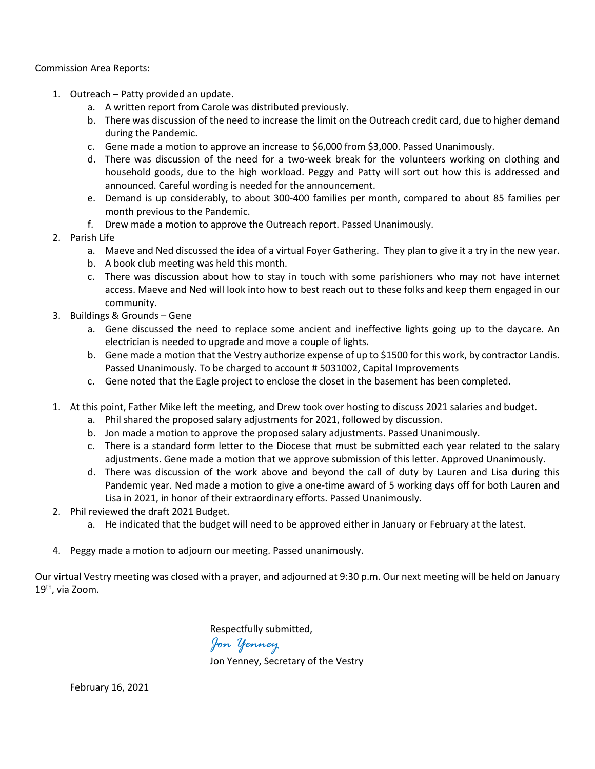Commission Area Reports:

1. Outreach – Patty provided an update.
    a. A written report from Carole was distributed previously.
    b. There was discussion of the need to increase the limit on the Outreach credit card, due to higher demand during the Pandemic.
    c. Gene made a motion to approve an increase to $6,000 from $3,000. Passed Unanimously.
    d. There was discussion of the need for a two-week break for the volunteers working on clothing and household goods, due to the high workload. Peggy and Patty will sort out how this is addressed and announced. Careful wording is needed for the announcement.
    e. Demand is up considerably, to about 300-400 families per month, compared to about 85 families per month previous to the Pandemic.
    f. Drew made a motion to approve the Outreach report. Passed Unanimously.
2. Parish Life
    a. Maeve and Ned discussed the idea of a virtual Foyer Gathering. They plan to give it a try in the new year.
    b. A book club meeting was held this month.
    c. There was discussion about how to stay in touch with some parishioners who may not have internet access. Maeve and Ned will look into how to best reach out to these folks and keep them engaged in our community.
3. Buildings & Grounds – Gene
    a. Gene discussed the need to replace some ancient and ineffective lights going up to the daycare. An electrician is needed to upgrade and move a couple of lights.
    b. Gene made a motion that the Vestry authorize expense of up to $1500 for this work, by contractor Landis. Passed Unanimously. To be charged to account # 5031002, Capital Improvements
    c. Gene noted that the Eagle project to enclose the closet in the basement has been completed.

1. At this point, Father Mike left the meeting, and Drew took over hosting to discuss 2021 salaries and budget.
    a. Phil shared the proposed salary adjustments for 2021, followed by discussion.
    b. Jon made a motion to approve the proposed salary adjustments. Passed Unanimously.
    c. There is a standard form letter to the Diocese that must be submitted each year related to the salary adjustments. Gene made a motion that we approve submission of this letter. Approved Unanimously.
    d. There was discussion of the work above and beyond the call of duty by Lauren and Lisa during this Pandemic year. Ned made a motion to give a one-time award of 5 working days off for both Lauren and Lisa in 2021, in honor of their extraordinary efforts. Passed Unanimously.
2. Phil reviewed the draft 2021 Budget.
    a. He indicated that the budget will need to be approved either in January or February at the latest.

4. Peggy made a motion to adjourn our meeting. Passed unanimously.

Our virtual Vestry meeting was closed with a prayer, and adjourned at 9:30 p.m. Our next meeting will be held on January 19th, via Zoom.

Respectfully submitted,

*Jon Yenney*

Jon Yenney, Secretary of the Vestry

February 16, 2021